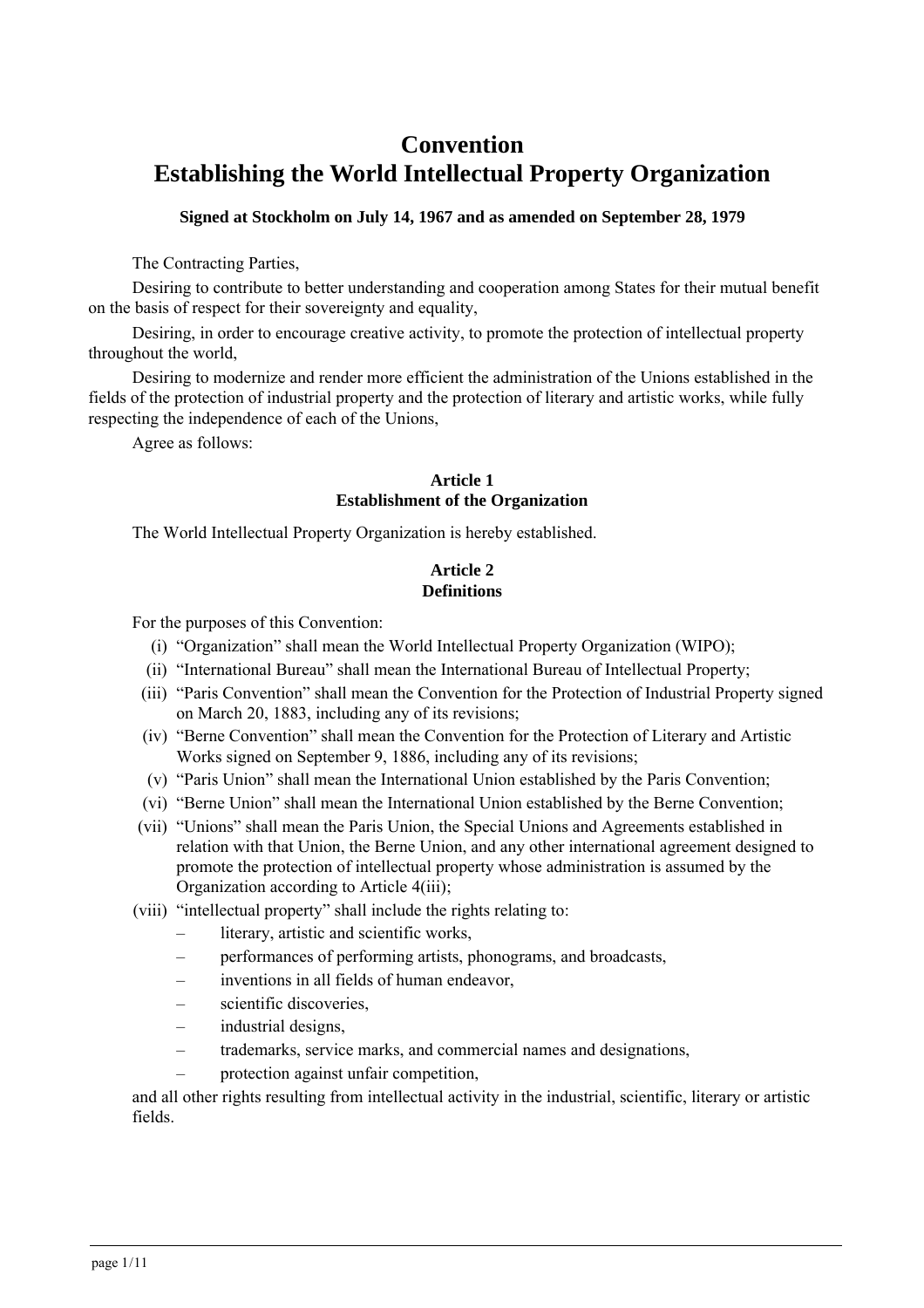# Convention
# Establishing the World Intellectual Property Organization

**Signed at Stockholm on July 14, 1967 and as amended on September 28, 1979**

The Contracting Parties,

Desiring to contribute to better understanding and cooperation among States for their mutual benefit on the basis of respect for their sovereignty and equality,

Desiring, in order to encourage creative activity, to promote the protection of intellectual property throughout the world,

Desiring to modernize and render more efficient the administration of the Unions established in the fields of the protection of industrial property and the protection of literary and artistic works, while fully respecting the independence of each of the Unions,

Agree as follows:

## Article 1
## Establishment of the Organization

The World Intellectual Property Organization is hereby established.

## Article 2
## Definitions

For the purposes of this Convention:

(i) "Organization" shall mean the World Intellectual Property Organization (WIPO);

(ii) "International Bureau" shall mean the International Bureau of Intellectual Property;

(iii) "Paris Convention" shall mean the Convention for the Protection of Industrial Property signed on March 20, 1883, including any of its revisions;

(iv) "Berne Convention" shall mean the Convention for the Protection of Literary and Artistic Works signed on September 9, 1886, including any of its revisions;

(v) "Paris Union" shall mean the International Union established by the Paris Convention;

(vi) "Berne Union" shall mean the International Union established by the Berne Convention;

(vii) "Unions" shall mean the Paris Union, the Special Unions and Agreements established in relation with that Union, the Berne Union, and any other international agreement designed to promote the protection of intellectual property whose administration is assumed by the Organization according to Article 4(iii);

(viii) "intellectual property" shall include the rights relating to:

– literary, artistic and scientific works,
– performances of performing artists, phonograms, and broadcasts,
– inventions in all fields of human endeavor,
– scientific discoveries,
– industrial designs,
– trademarks, service marks, and commercial names and designations,
– protection against unfair competition,

and all other rights resulting from intellectual activity in the industrial, scientific, literary or artistic fields.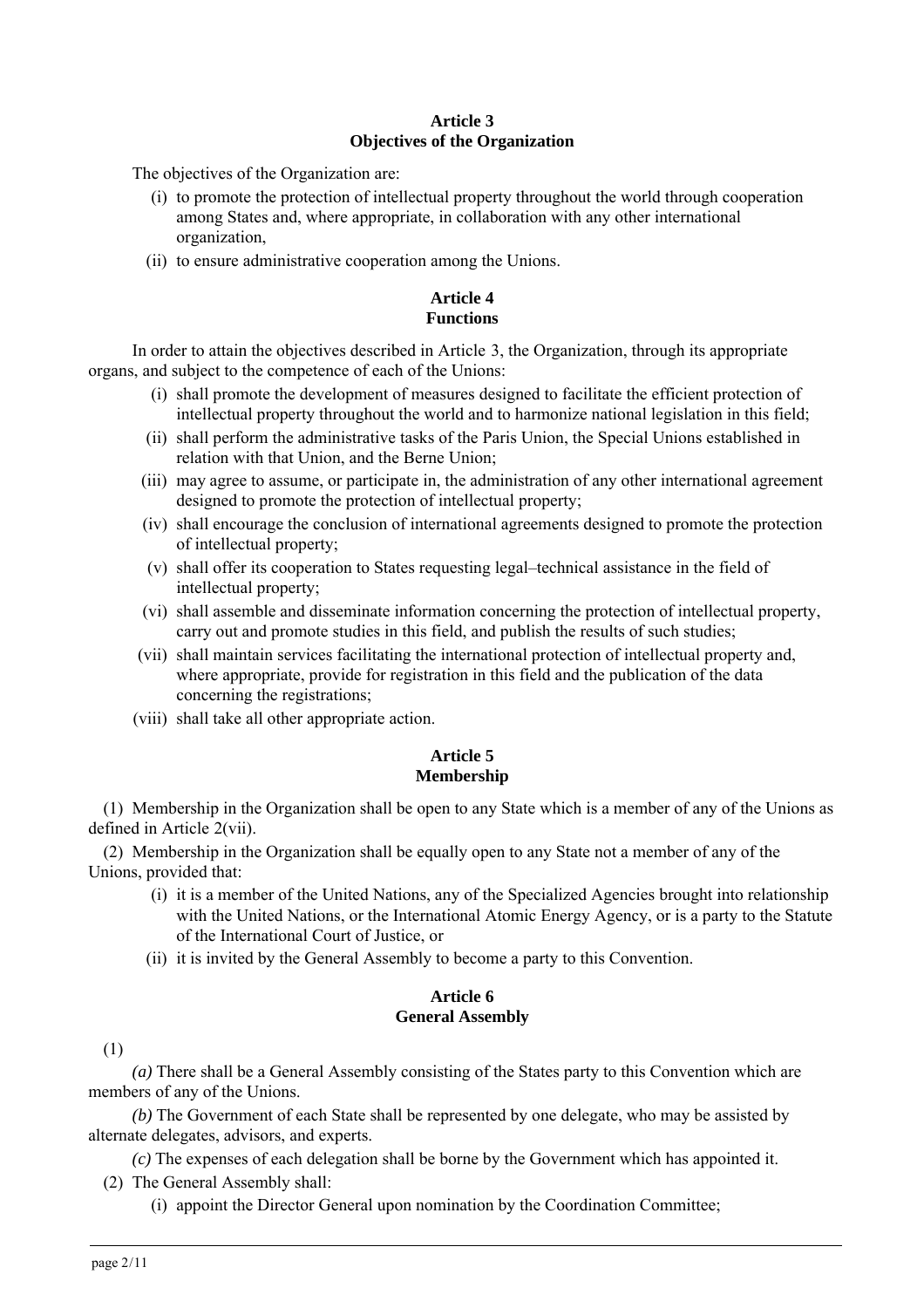**Article 3**
**Objectives of the Organization**

The objectives of the Organization are:

(i) to promote the protection of intellectual property throughout the world through cooperation among States and, where appropriate, in collaboration with any other international organization,

(ii) to ensure administrative cooperation among the Unions.

**Article 4**
**Functions**

In order to attain the objectives described in Article 3, the Organization, through its appropriate organs, and subject to the competence of each of the Unions:

(i) shall promote the development of measures designed to facilitate the efficient protection of intellectual property throughout the world and to harmonize national legislation in this field;

(ii) shall perform the administrative tasks of the Paris Union, the Special Unions established in relation with that Union, and the Berne Union;

(iii) may agree to assume, or participate in, the administration of any other international agreement designed to promote the protection of intellectual property;

(iv) shall encourage the conclusion of international agreements designed to promote the protection of intellectual property;

(v) shall offer its cooperation to States requesting legal–technical assistance in the field of intellectual property;

(vi) shall assemble and disseminate information concerning the protection of intellectual property, carry out and promote studies in this field, and publish the results of such studies;

(vii) shall maintain services facilitating the international protection of intellectual property and, where appropriate, provide for registration in this field and the publication of the data concerning the registrations;

(viii) shall take all other appropriate action.

**Article 5**
**Membership**

(1) Membership in the Organization shall be open to any State which is a member of any of the Unions as defined in Article 2(vii).

(2) Membership in the Organization shall be equally open to any State not a member of any of the Unions, provided that:

(i) it is a member of the United Nations, any of the Specialized Agencies brought into relationship with the United Nations, or the International Atomic Energy Agency, or is a party to the Statute of the International Court of Justice, or

(ii) it is invited by the General Assembly to become a party to this Convention.

**Article 6**
**General Assembly**

(1)

*(a)* There shall be a General Assembly consisting of the States party to this Convention which are members of any of the Unions.

*(b)* The Government of each State shall be represented by one delegate, who may be assisted by alternate delegates, advisors, and experts.

*(c)* The expenses of each delegation shall be borne by the Government which has appointed it.

(2) The General Assembly shall:

(i) appoint the Director General upon nomination by the Coordination Committee;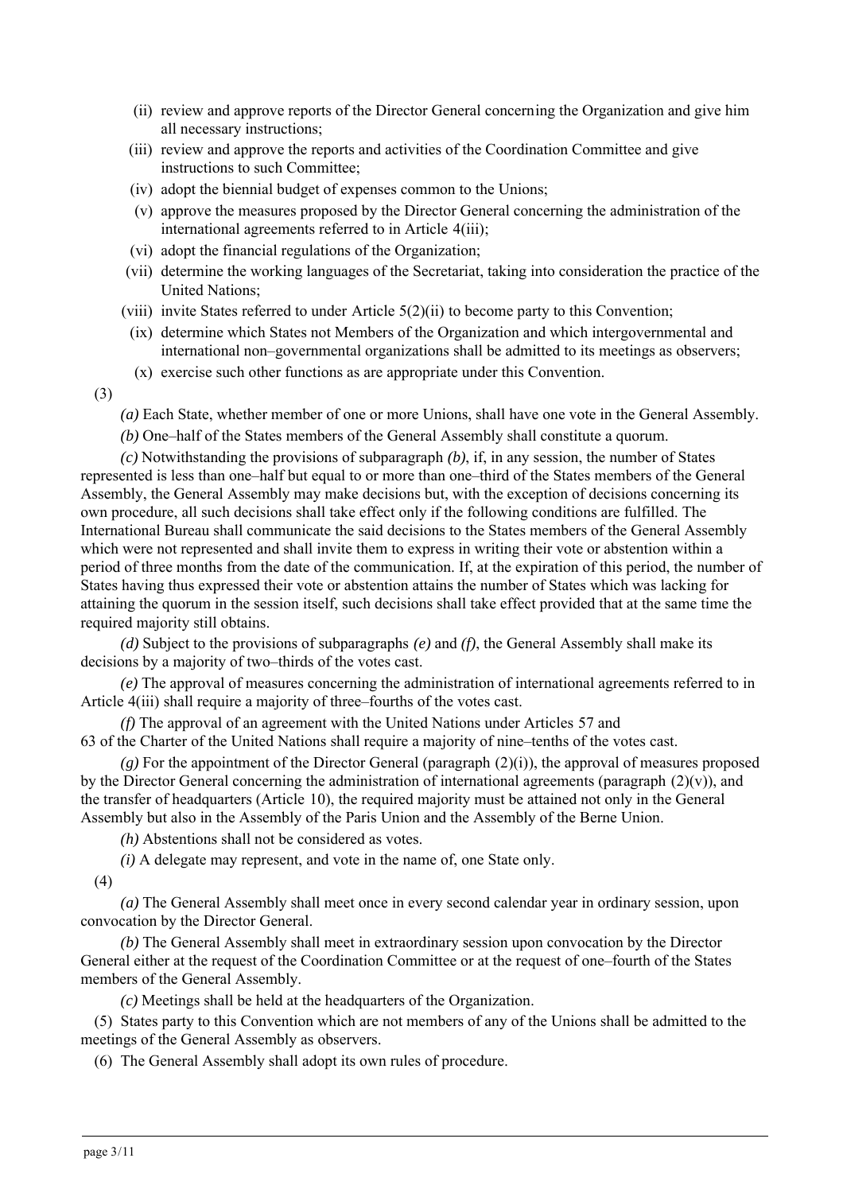(ii) review and approve reports of the Director General concerning the Organization and give him all necessary instructions;

(iii) review and approve the reports and activities of the Coordination Committee and give instructions to such Committee;

(iv) adopt the biennial budget of expenses common to the Unions;

(v) approve the measures proposed by the Director General concerning the administration of the international agreements referred to in Article 4(iii);

(vi) adopt the financial regulations of the Organization;

(vii) determine the working languages of the Secretariat, taking into consideration the practice of the United Nations;

(viii) invite States referred to under Article 5(2)(ii) to become party to this Convention;

(ix) determine which States not Members of the Organization and which intergovernmental and international non–governmental organizations shall be admitted to its meetings as observers;

(x) exercise such other functions as are appropriate under this Convention.

(3)

*(a)* Each State, whether member of one or more Unions, shall have one vote in the General Assembly.

*(b)* One–half of the States members of the General Assembly shall constitute a quorum.

*(c)* Notwithstanding the provisions of subparagraph *(b)*, if, in any session, the number of States represented is less than one–half but equal to or more than one–third of the States members of the General Assembly, the General Assembly may make decisions but, with the exception of decisions concerning its own procedure, all such decisions shall take effect only if the following conditions are fulfilled. The International Bureau shall communicate the said decisions to the States members of the General Assembly which were not represented and shall invite them to express in writing their vote or abstention within a period of three months from the date of the communication. If, at the expiration of this period, the number of States having thus expressed their vote or abstention attains the number of States which was lacking for attaining the quorum in the session itself, such decisions shall take effect provided that at the same time the required majority still obtains.

*(d)* Subject to the provisions of subparagraphs *(e)* and *(f)*, the General Assembly shall make its decisions by a majority of two–thirds of the votes cast.

*(e)* The approval of measures concerning the administration of international agreements referred to in Article 4(iii) shall require a majority of three–fourths of the votes cast.

*(f)* The approval of an agreement with the United Nations under Articles 57 and 63 of the Charter of the United Nations shall require a majority of nine–tenths of the votes cast.

*(g)* For the appointment of the Director General (paragraph (2)(i)), the approval of measures proposed by the Director General concerning the administration of international agreements (paragraph (2)(v)), and the transfer of headquarters (Article 10), the required majority must be attained not only in the General Assembly but also in the Assembly of the Paris Union and the Assembly of the Berne Union.

*(h)* Abstentions shall not be considered as votes.

*(i)* A delegate may represent, and vote in the name of, one State only.

(4)

*(a)* The General Assembly shall meet once in every second calendar year in ordinary session, upon convocation by the Director General.

*(b)* The General Assembly shall meet in extraordinary session upon convocation by the Director General either at the request of the Coordination Committee or at the request of one–fourth of the States members of the General Assembly.

*(c)* Meetings shall be held at the headquarters of the Organization.

(5) States party to this Convention which are not members of any of the Unions shall be admitted to the meetings of the General Assembly as observers.

(6) The General Assembly shall adopt its own rules of procedure.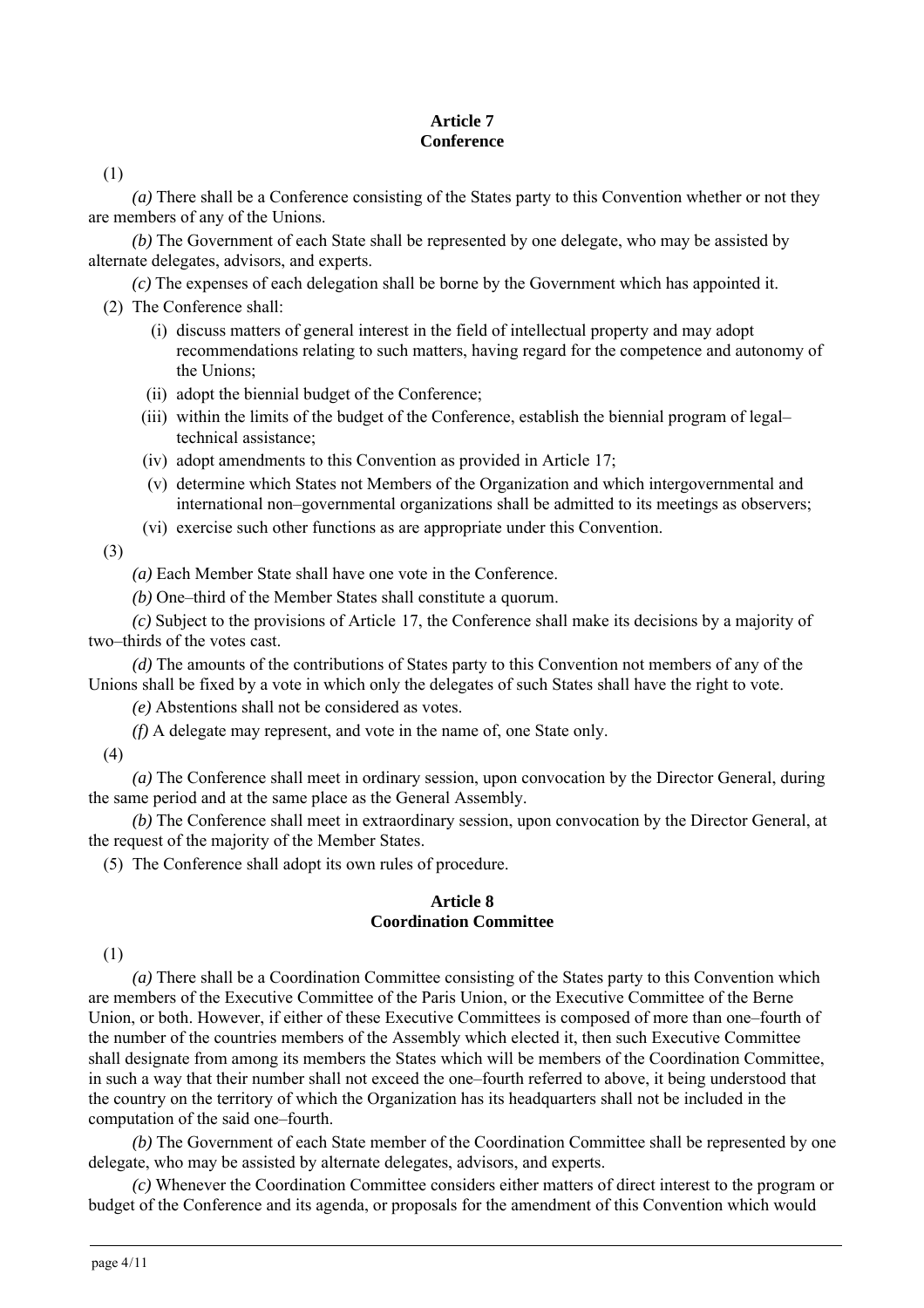## Article 7
## Conference

(1)

*(a)* There shall be a Conference consisting of the States party to this Convention whether or not they are members of any of the Unions.

*(b)* The Government of each State shall be represented by one delegate, who may be assisted by alternate delegates, advisors, and experts.

*(c)* The expenses of each delegation shall be borne by the Government which has appointed it.

(2) The Conference shall:

- (i) discuss matters of general interest in the field of intellectual property and may adopt recommendations relating to such matters, having regard for the competence and autonomy of the Unions;
- (ii) adopt the biennial budget of the Conference;
- (iii) within the limits of the budget of the Conference, establish the biennial program of legal–technical assistance;
- (iv) adopt amendments to this Convention as provided in Article 17;
- (v) determine which States not Members of the Organization and which intergovernmental and international non–governmental organizations shall be admitted to its meetings as observers;
- (vi) exercise such other functions as are appropriate under this Convention.

(3)

*(a)* Each Member State shall have one vote in the Conference.

*(b)* One–third of the Member States shall constitute a quorum.

*(c)* Subject to the provisions of Article 17, the Conference shall make its decisions by a majority of two–thirds of the votes cast.

*(d)* The amounts of the contributions of States party to this Convention not members of any of the Unions shall be fixed by a vote in which only the delegates of such States shall have the right to vote.

*(e)* Abstentions shall not be considered as votes.

*(f)* A delegate may represent, and vote in the name of, one State only.

(4)

*(a)* The Conference shall meet in ordinary session, upon convocation by the Director General, during the same period and at the same place as the General Assembly.

*(b)* The Conference shall meet in extraordinary session, upon convocation by the Director General, at the request of the majority of the Member States.

(5) The Conference shall adopt its own rules of procedure.

## Article 8
## Coordination Committee

(1)

*(a)* There shall be a Coordination Committee consisting of the States party to this Convention which are members of the Executive Committee of the Paris Union, or the Executive Committee of the Berne Union, or both. However, if either of these Executive Committees is composed of more than one–fourth of the number of the countries members of the Assembly which elected it, then such Executive Committee shall designate from among its members the States which will be members of the Coordination Committee, in such a way that their number shall not exceed the one–fourth referred to above, it being understood that the country on the territory of which the Organization has its headquarters shall not be included in the computation of the said one–fourth.

*(b)* The Government of each State member of the Coordination Committee shall be represented by one delegate, who may be assisted by alternate delegates, advisors, and experts.

*(c)* Whenever the Coordination Committee considers either matters of direct interest to the program or budget of the Conference and its agenda, or proposals for the amendment of this Convention which would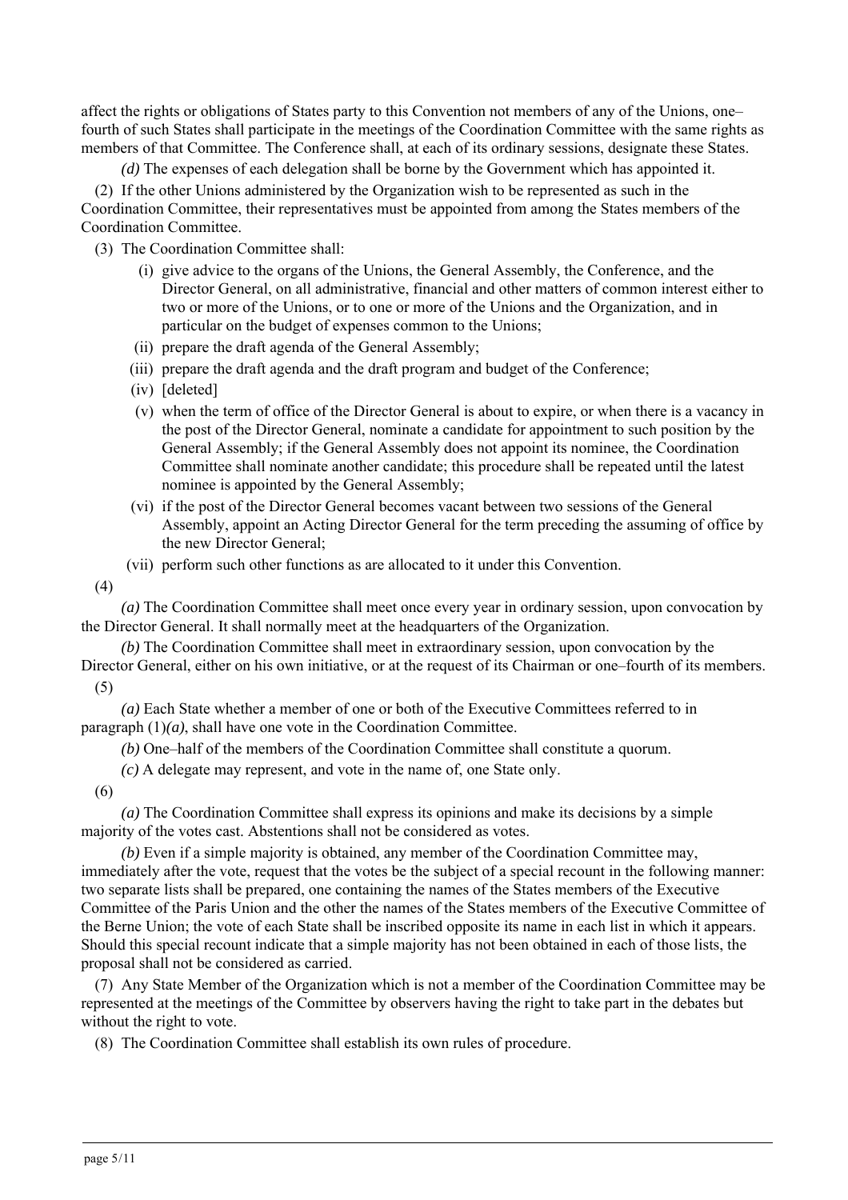affect the rights or obligations of States party to this Convention not members of any of the Unions, one–fourth of such States shall participate in the meetings of the Coordination Committee with the same rights as members of that Committee. The Conference shall, at each of its ordinary sessions, designate these States.

*(d)* The expenses of each delegation shall be borne by the Government which has appointed it.

(2) If the other Unions administered by the Organization wish to be represented as such in the Coordination Committee, their representatives must be appointed from among the States members of the Coordination Committee.

(3) The Coordination Committee shall:

- (i) give advice to the organs of the Unions, the General Assembly, the Conference, and the Director General, on all administrative, financial and other matters of common interest either to two or more of the Unions, or to one or more of the Unions and the Organization, and in particular on the budget of expenses common to the Unions;
- (ii) prepare the draft agenda of the General Assembly;
- (iii) prepare the draft agenda and the draft program and budget of the Conference;
- (iv) [deleted]
- (v) when the term of office of the Director General is about to expire, or when there is a vacancy in the post of the Director General, nominate a candidate for appointment to such position by the General Assembly; if the General Assembly does not appoint its nominee, the Coordination Committee shall nominate another candidate; this procedure shall be repeated until the latest nominee is appointed by the General Assembly;
- (vi) if the post of the Director General becomes vacant between two sessions of the General Assembly, appoint an Acting Director General for the term preceding the assuming of office by the new Director General;
- (vii) perform such other functions as are allocated to it under this Convention.

(4)

*(a)* The Coordination Committee shall meet once every year in ordinary session, upon convocation by the Director General. It shall normally meet at the headquarters of the Organization.

*(b)* The Coordination Committee shall meet in extraordinary session, upon convocation by the Director General, either on his own initiative, or at the request of its Chairman or one–fourth of its members.

(5)

*(a)* Each State whether a member of one or both of the Executive Committees referred to in paragraph (1)*(a)*, shall have one vote in the Coordination Committee.

*(b)* One–half of the members of the Coordination Committee shall constitute a quorum.

*(c)* A delegate may represent, and vote in the name of, one State only.

(6)

*(a)* The Coordination Committee shall express its opinions and make its decisions by a simple majority of the votes cast. Abstentions shall not be considered as votes.

*(b)* Even if a simple majority is obtained, any member of the Coordination Committee may, immediately after the vote, request that the votes be the subject of a special recount in the following manner: two separate lists shall be prepared, one containing the names of the States members of the Executive Committee of the Paris Union and the other the names of the States members of the Executive Committee of the Berne Union; the vote of each State shall be inscribed opposite its name in each list in which it appears. Should this special recount indicate that a simple majority has not been obtained in each of those lists, the proposal shall not be considered as carried.

(7) Any State Member of the Organization which is not a member of the Coordination Committee may be represented at the meetings of the Committee by observers having the right to take part in the debates but without the right to vote.

(8) The Coordination Committee shall establish its own rules of procedure.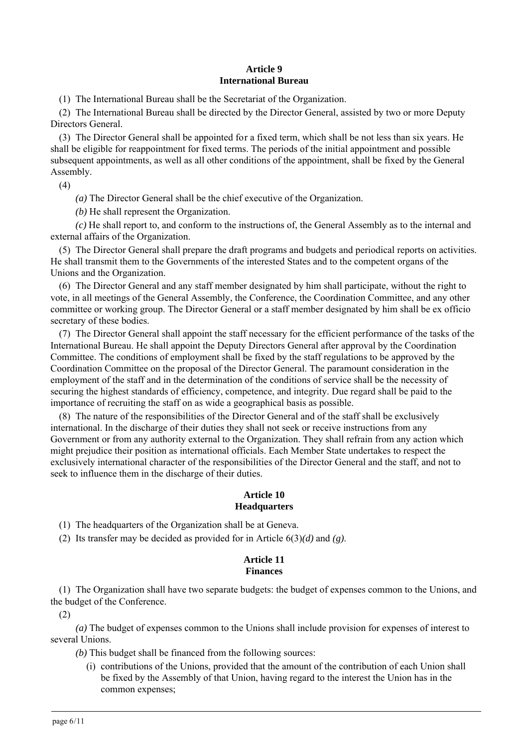### Article 9
### International Bureau

(1) The International Bureau shall be the Secretariat of the Organization.

(2) The International Bureau shall be directed by the Director General, assisted by two or more Deputy Directors General.

(3) The Director General shall be appointed for a fixed term, which shall be not less than six years. He shall be eligible for reappointment for fixed terms. The periods of the initial appointment and possible subsequent appointments, as well as all other conditions of the appointment, shall be fixed by the General Assembly.

(4)

*(a)* The Director General shall be the chief executive of the Organization.

*(b)* He shall represent the Organization.

*(c)* He shall report to, and conform to the instructions of, the General Assembly as to the internal and external affairs of the Organization.

(5) The Director General shall prepare the draft programs and budgets and periodical reports on activities. He shall transmit them to the Governments of the interested States and to the competent organs of the Unions and the Organization.

(6) The Director General and any staff member designated by him shall participate, without the right to vote, in all meetings of the General Assembly, the Conference, the Coordination Committee, and any other committee or working group. The Director General or a staff member designated by him shall be ex officio secretary of these bodies.

(7) The Director General shall appoint the staff necessary for the efficient performance of the tasks of the International Bureau. He shall appoint the Deputy Directors General after approval by the Coordination Committee. The conditions of employment shall be fixed by the staff regulations to be approved by the Coordination Committee on the proposal of the Director General. The paramount consideration in the employment of the staff and in the determination of the conditions of service shall be the necessity of securing the highest standards of efficiency, competence, and integrity. Due regard shall be paid to the importance of recruiting the staff on as wide a geographical basis as possible.

(8) The nature of the responsibilities of the Director General and of the staff shall be exclusively international. In the discharge of their duties they shall not seek or receive instructions from any Government or from any authority external to the Organization. They shall refrain from any action which might prejudice their position as international officials. Each Member State undertakes to respect the exclusively international character of the responsibilities of the Director General and the staff, and not to seek to influence them in the discharge of their duties.

### Article 10
### Headquarters

(1) The headquarters of the Organization shall be at Geneva.

(2) Its transfer may be decided as provided for in Article 6(3)*(d)* and *(g)*.

### Article 11
### Finances

(1) The Organization shall have two separate budgets: the budget of expenses common to the Unions, and the budget of the Conference.

(2)

*(a)* The budget of expenses common to the Unions shall include provision for expenses of interest to several Unions.

*(b)* This budget shall be financed from the following sources:

- (i) contributions of the Unions, provided that the amount of the contribution of each Union shall be fixed by the Assembly of that Union, having regard to the interest the Union has in the common expenses;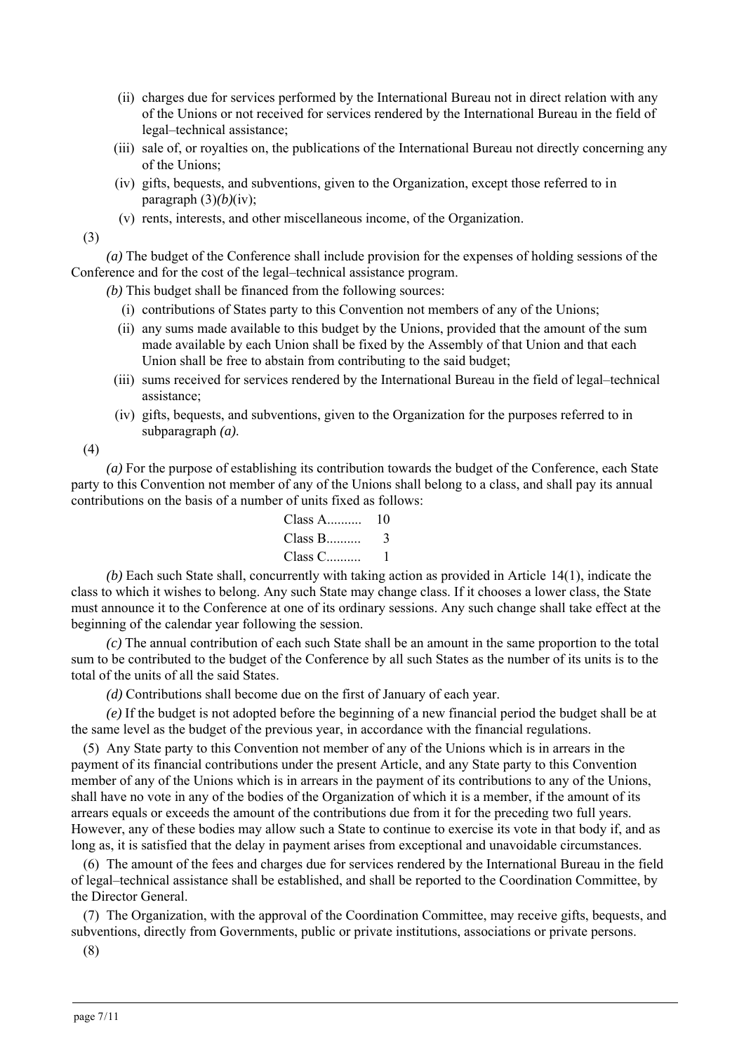(ii) charges due for services performed by the International Bureau not in direct relation with any of the Unions or not received for services rendered by the International Bureau in the field of legal–technical assistance;

(iii) sale of, or royalties on, the publications of the International Bureau not directly concerning any of the Unions;

(iv) gifts, bequests, and subventions, given to the Organization, except those referred to in paragraph (3)*(b)*(iv);

(v) rents, interests, and other miscellaneous income, of the Organization.

(3)

*(a)* The budget of the Conference shall include provision for the expenses of holding sessions of the Conference and for the cost of the legal–technical assistance program.

*(b)* This budget shall be financed from the following sources:

(i) contributions of States party to this Convention not members of any of the Unions;

(ii) any sums made available to this budget by the Unions, provided that the amount of the sum made available by each Union shall be fixed by the Assembly of that Union and that each Union shall be free to abstain from contributing to the said budget;

(iii) sums received for services rendered by the International Bureau in the field of legal–technical assistance;

(iv) gifts, bequests, and subventions, given to the Organization for the purposes referred to in subparagraph *(a)*.

(4)

*(a)* For the purpose of establishing its contribution towards the budget of the Conference, each State party to this Convention not member of any of the Unions shall belong to a class, and shall pay its annual contributions on the basis of a number of units fixed as follows:

Class A.......... 10
Class B.......... 3
Class C.......... 1

*(b)* Each such State shall, concurrently with taking action as provided in Article 14(1), indicate the class to which it wishes to belong. Any such State may change class. If it chooses a lower class, the State must announce it to the Conference at one of its ordinary sessions. Any such change shall take effect at the beginning of the calendar year following the session.

*(c)* The annual contribution of each such State shall be an amount in the same proportion to the total sum to be contributed to the budget of the Conference by all such States as the number of its units is to the total of the units of all the said States.

*(d)* Contributions shall become due on the first of January of each year.

*(e)* If the budget is not adopted before the beginning of a new financial period the budget shall be at the same level as the budget of the previous year, in accordance with the financial regulations.

(5) Any State party to this Convention not member of any of the Unions which is in arrears in the payment of its financial contributions under the present Article, and any State party to this Convention member of any of the Unions which is in arrears in the payment of its contributions to any of the Unions, shall have no vote in any of the bodies of the Organization of which it is a member, if the amount of its arrears equals or exceeds the amount of the contributions due from it for the preceding two full years. However, any of these bodies may allow such a State to continue to exercise its vote in that body if, and as long as, it is satisfied that the delay in payment arises from exceptional and unavoidable circumstances.

(6) The amount of the fees and charges due for services rendered by the International Bureau in the field of legal–technical assistance shall be established, and shall be reported to the Coordination Committee, by the Director General.

(7) The Organization, with the approval of the Coordination Committee, may receive gifts, bequests, and subventions, directly from Governments, public or private institutions, associations or private persons.

(8)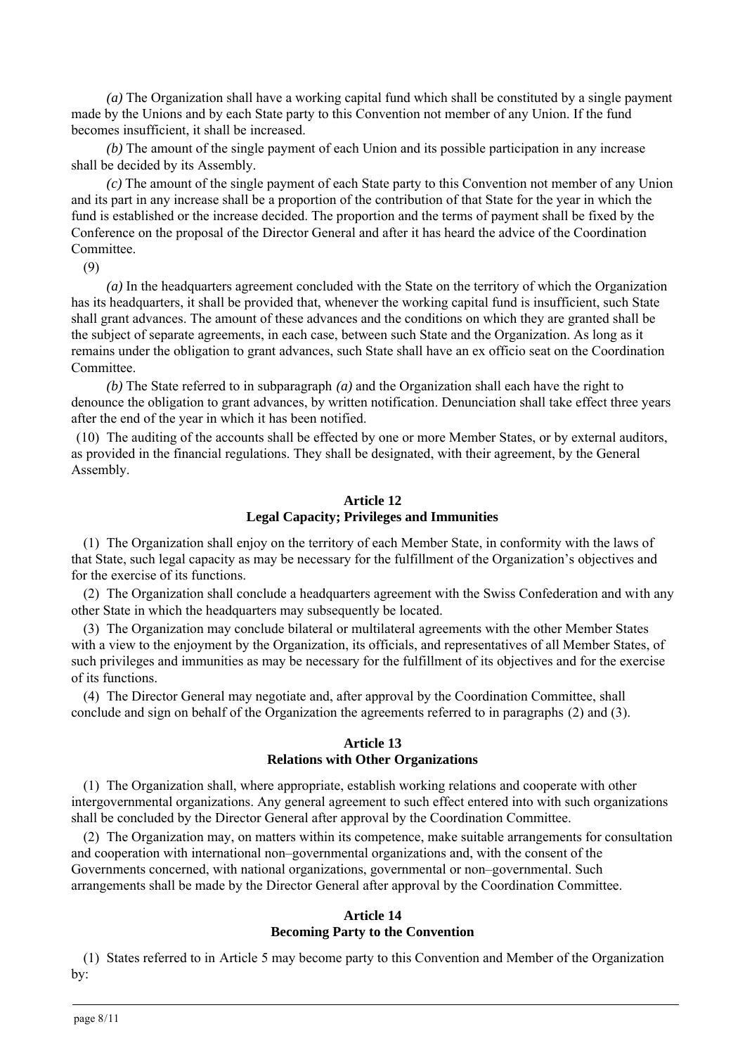*(a)* The Organization shall have a working capital fund which shall be constituted by a single payment made by the Unions and by each State party to this Convention not member of any Union. If the fund becomes insufficient, it shall be increased.

*(b)* The amount of the single payment of each Union and its possible participation in any increase shall be decided by its Assembly.

*(c)* The amount of the single payment of each State party to this Convention not member of any Union and its part in any increase shall be a proportion of the contribution of that State for the year in which the fund is established or the increase decided. The proportion and the terms of payment shall be fixed by the Conference on the proposal of the Director General and after it has heard the advice of the Coordination Committee.

(9)

*(a)* In the headquarters agreement concluded with the State on the territory of which the Organization has its headquarters, it shall be provided that, whenever the working capital fund is insufficient, such State shall grant advances. The amount of these advances and the conditions on which they are granted shall be the subject of separate agreements, in each case, between such State and the Organization. As long as it remains under the obligation to grant advances, such State shall have an ex officio seat on the Coordination Committee.

*(b)* The State referred to in subparagraph *(a)* and the Organization shall each have the right to denounce the obligation to grant advances, by written notification. Denunciation shall take effect three years after the end of the year in which it has been notified.

(10) The auditing of the accounts shall be effected by one or more Member States, or by external auditors, as provided in the financial regulations. They shall be designated, with their agreement, by the General Assembly.

### Article 12
### Legal Capacity; Privileges and Immunities

(1) The Organization shall enjoy on the territory of each Member State, in conformity with the laws of that State, such legal capacity as may be necessary for the fulfillment of the Organization's objectives and for the exercise of its functions.

(2) The Organization shall conclude a headquarters agreement with the Swiss Confederation and with any other State in which the headquarters may subsequently be located.

(3) The Organization may conclude bilateral or multilateral agreements with the other Member States with a view to the enjoyment by the Organization, its officials, and representatives of all Member States, of such privileges and immunities as may be necessary for the fulfillment of its objectives and for the exercise of its functions.

(4) The Director General may negotiate and, after approval by the Coordination Committee, shall conclude and sign on behalf of the Organization the agreements referred to in paragraphs (2) and (3).

### Article 13
### Relations with Other Organizations

(1) The Organization shall, where appropriate, establish working relations and cooperate with other intergovernmental organizations. Any general agreement to such effect entered into with such organizations shall be concluded by the Director General after approval by the Coordination Committee.

(2) The Organization may, on matters within its competence, make suitable arrangements for consultation and cooperation with international non–governmental organizations and, with the consent of the Governments concerned, with national organizations, governmental or non–governmental. Such arrangements shall be made by the Director General after approval by the Coordination Committee.

### Article 14
### Becoming Party to the Convention

(1) States referred to in Article 5 may become party to this Convention and Member of the Organization by: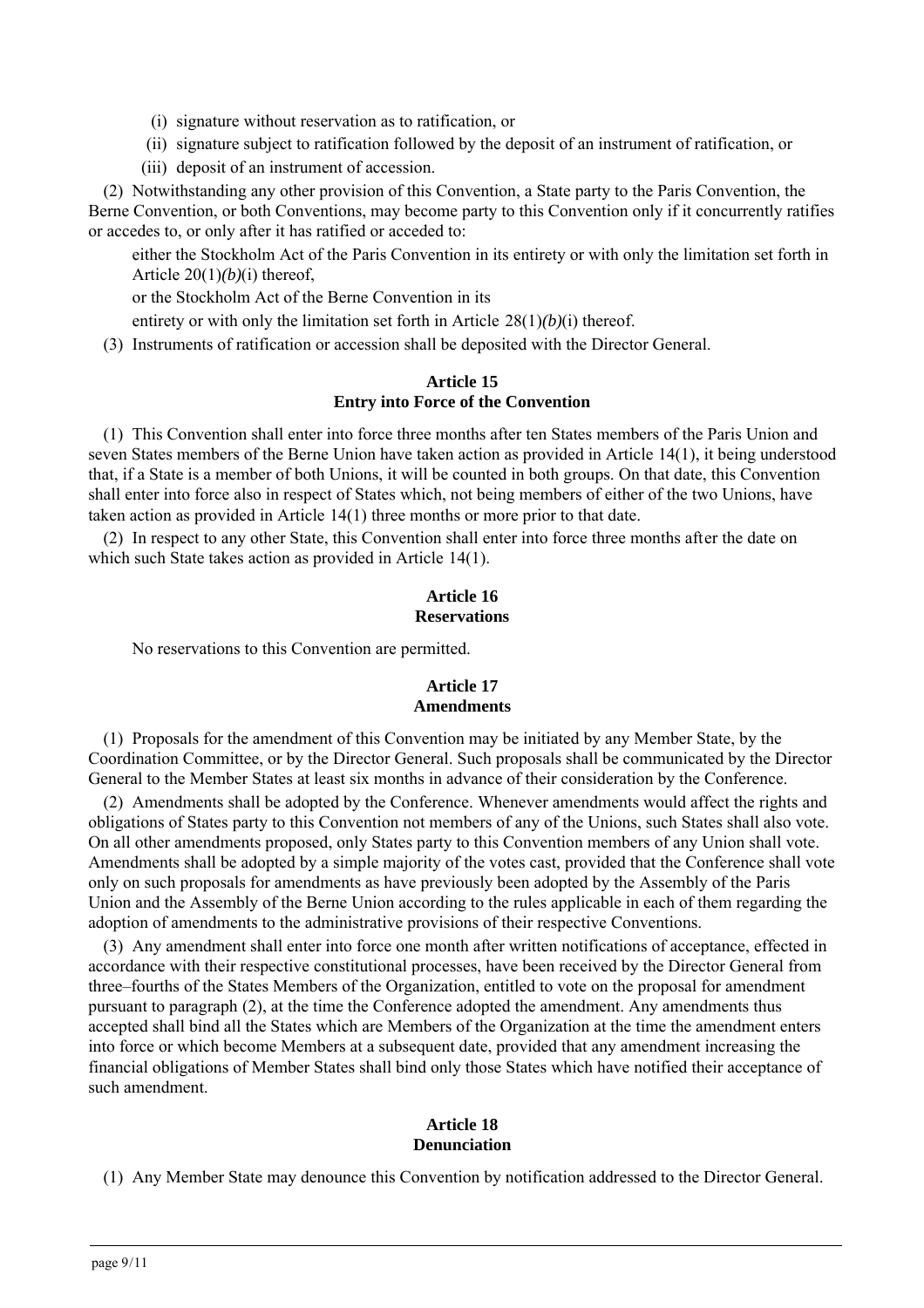(i) signature without reservation as to ratification, or

(ii) signature subject to ratification followed by the deposit of an instrument of ratification, or

(iii) deposit of an instrument of accession.

(2) Notwithstanding any other provision of this Convention, a State party to the Paris Convention, the Berne Convention, or both Conventions, may become party to this Convention only if it concurrently ratifies or accedes to, or only after it has ratified or acceded to:

either the Stockholm Act of the Paris Convention in its entirety or with only the limitation set forth in Article 20(1)*(b)*(i) thereof,

or the Stockholm Act of the Berne Convention in its

entirety or with only the limitation set forth in Article 28(1)*(b)*(i) thereof.

(3) Instruments of ratification or accession shall be deposited with the Director General.

### Article 15
### Entry into Force of the Convention

(1) This Convention shall enter into force three months after ten States members of the Paris Union and seven States members of the Berne Union have taken action as provided in Article 14(1), it being understood that, if a State is a member of both Unions, it will be counted in both groups. On that date, this Convention shall enter into force also in respect of States which, not being members of either of the two Unions, have taken action as provided in Article 14(1) three months or more prior to that date.

(2) In respect to any other State, this Convention shall enter into force three months after the date on which such State takes action as provided in Article 14(1).

### Article 16
### Reservations

No reservations to this Convention are permitted.

### Article 17
### Amendments

(1) Proposals for the amendment of this Convention may be initiated by any Member State, by the Coordination Committee, or by the Director General. Such proposals shall be communicated by the Director General to the Member States at least six months in advance of their consideration by the Conference.

(2) Amendments shall be adopted by the Conference. Whenever amendments would affect the rights and obligations of States party to this Convention not members of any of the Unions, such States shall also vote. On all other amendments proposed, only States party to this Convention members of any Union shall vote. Amendments shall be adopted by a simple majority of the votes cast, provided that the Conference shall vote only on such proposals for amendments as have previously been adopted by the Assembly of the Paris Union and the Assembly of the Berne Union according to the rules applicable in each of them regarding the adoption of amendments to the administrative provisions of their respective Conventions.

(3) Any amendment shall enter into force one month after written notifications of acceptance, effected in accordance with their respective constitutional processes, have been received by the Director General from three–fourths of the States Members of the Organization, entitled to vote on the proposal for amendment pursuant to paragraph (2), at the time the Conference adopted the amendment. Any amendments thus accepted shall bind all the States which are Members of the Organization at the time the amendment enters into force or which become Members at a subsequent date, provided that any amendment increasing the financial obligations of Member States shall bind only those States which have notified their acceptance of such amendment.

### Article 18
### Denunciation

(1) Any Member State may denounce this Convention by notification addressed to the Director General.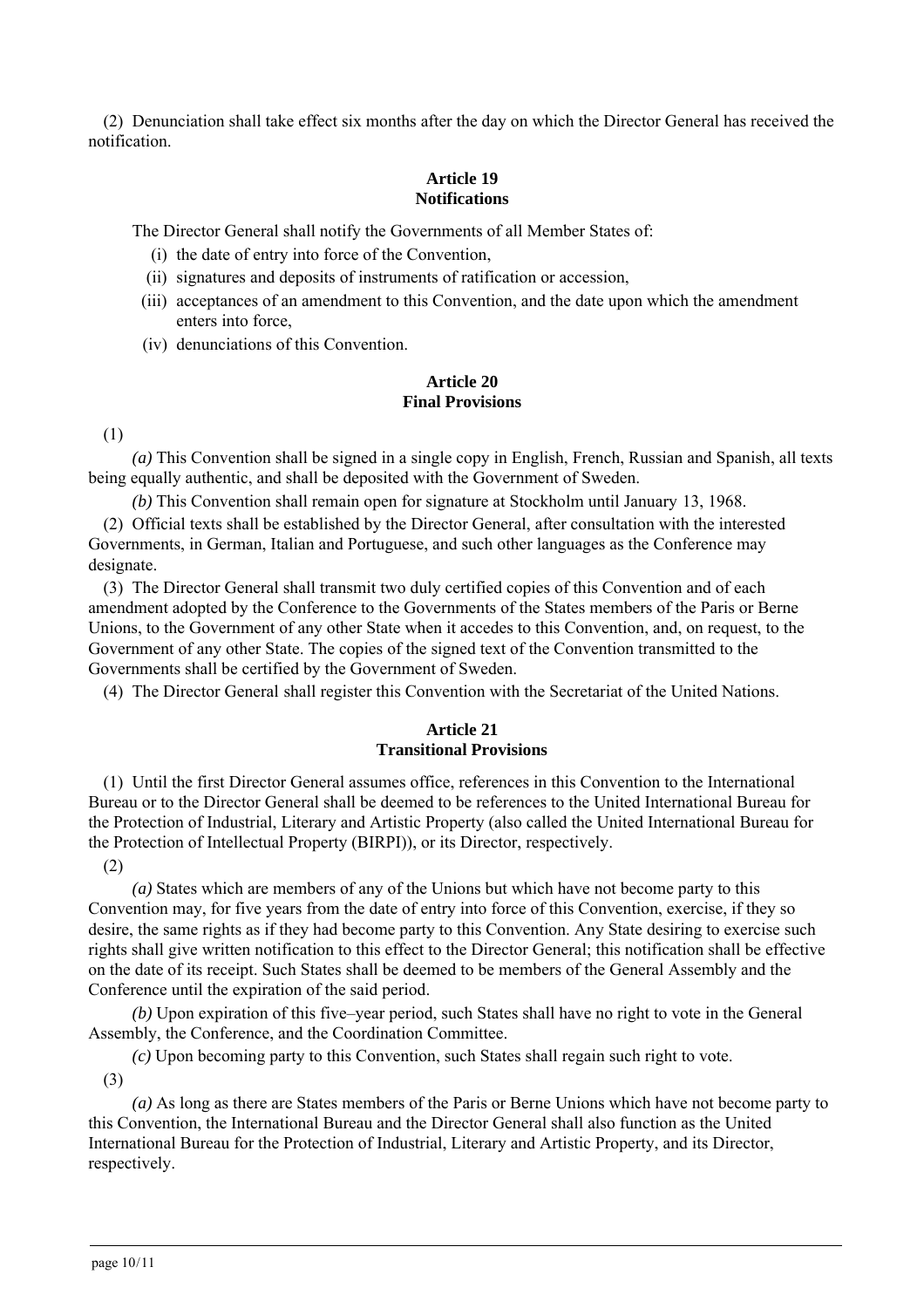(2) Denunciation shall take effect six months after the day on which the Director General has received the notification.

### Article 19
### Notifications

The Director General shall notify the Governments of all Member States of:

(i) the date of entry into force of the Convention,

(ii) signatures and deposits of instruments of ratification or accession,

(iii) acceptances of an amendment to this Convention, and the date upon which the amendment enters into force,

(iv) denunciations of this Convention.

### Article 20
### Final Provisions

(1)

*(a)* This Convention shall be signed in a single copy in English, French, Russian and Spanish, all texts being equally authentic, and shall be deposited with the Government of Sweden.

*(b)* This Convention shall remain open for signature at Stockholm until January 13, 1968.

(2) Official texts shall be established by the Director General, after consultation with the interested Governments, in German, Italian and Portuguese, and such other languages as the Conference may designate.

(3) The Director General shall transmit two duly certified copies of this Convention and of each amendment adopted by the Conference to the Governments of the States members of the Paris or Berne Unions, to the Government of any other State when it accedes to this Convention, and, on request, to the Government of any other State. The copies of the signed text of the Convention transmitted to the Governments shall be certified by the Government of Sweden.

(4) The Director General shall register this Convention with the Secretariat of the United Nations.

### Article 21
### Transitional Provisions

(1) Until the first Director General assumes office, references in this Convention to the International Bureau or to the Director General shall be deemed to be references to the United International Bureau for the Protection of Industrial, Literary and Artistic Property (also called the United International Bureau for the Protection of Intellectual Property (BIRPI)), or its Director, respectively.

(2)

*(a)* States which are members of any of the Unions but which have not become party to this Convention may, for five years from the date of entry into force of this Convention, exercise, if they so desire, the same rights as if they had become party to this Convention. Any State desiring to exercise such rights shall give written notification to this effect to the Director General; this notification shall be effective on the date of its receipt. Such States shall be deemed to be members of the General Assembly and the Conference until the expiration of the said period.

*(b)* Upon expiration of this five–year period, such States shall have no right to vote in the General Assembly, the Conference, and the Coordination Committee.

*(c)* Upon becoming party to this Convention, such States shall regain such right to vote.

(3)

*(a)* As long as there are States members of the Paris or Berne Unions which have not become party to this Convention, the International Bureau and the Director General shall also function as the United International Bureau for the Protection of Industrial, Literary and Artistic Property, and its Director, respectively.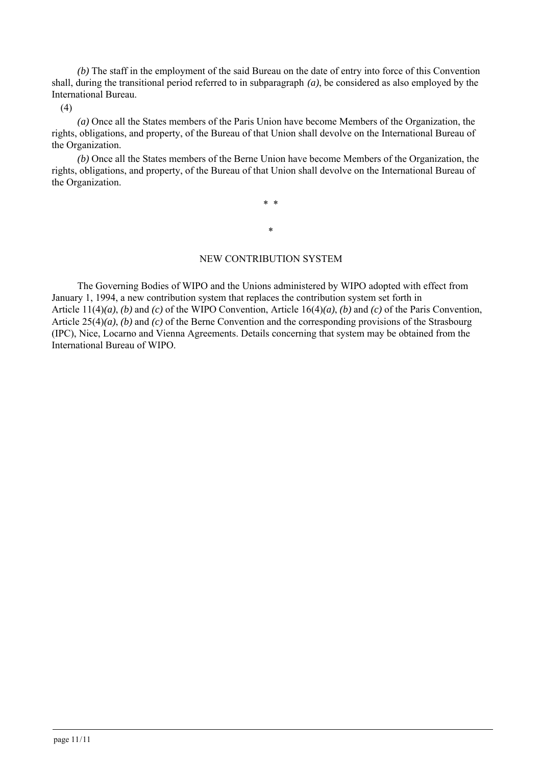*(b)* The staff in the employment of the said Bureau on the date of entry into force of this Convention shall, during the transitional period referred to in subparagraph *(a)*, be considered as also employed by the International Bureau.

(4)

*(a)* Once all the States members of the Paris Union have become Members of the Organization, the rights, obligations, and property, of the Bureau of that Union shall devolve on the International Bureau of the Organization.

*(b)* Once all the States members of the Berne Union have become Members of the Organization, the rights, obligations, and property, of the Bureau of that Union shall devolve on the International Bureau of the Organization.

\* \*

\*

## NEW CONTRIBUTION SYSTEM

The Governing Bodies of WIPO and the Unions administered by WIPO adopted with effect from January 1, 1994, a new contribution system that replaces the contribution system set forth in Article 11(4)*(a)*, *(b)* and *(c)* of the WIPO Convention, Article 16(4)*(a)*, *(b)* and *(c)* of the Paris Convention, Article 25(4)*(a)*, *(b)* and *(c)* of the Berne Convention and the corresponding provisions of the Strasbourg (IPC), Nice, Locarno and Vienna Agreements. Details concerning that system may be obtained from the International Bureau of WIPO.